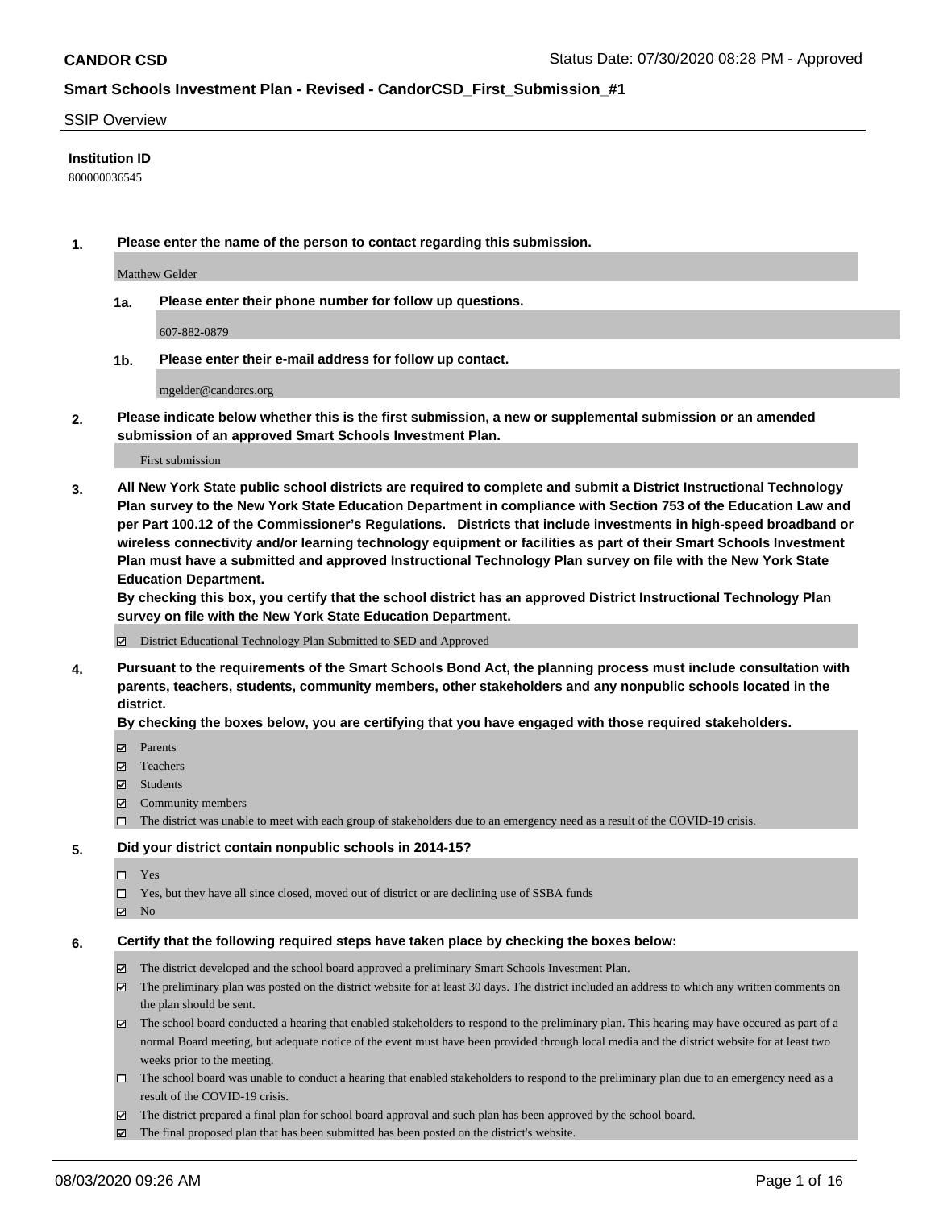**CANDOR CSD**

Status Date: 07/30/2020 08:28 PM - Approved

**Smart Schools Investment Plan - Revised - CandorCSD_First_Submission_#1**

SSIP Overview

**Institution ID**

800000036545

**1. Please enter the name of the person to contact regarding this submission.**

Matthew Gelder

**1a. Please enter their phone number for follow up questions.**

607-882-0879

**1b. Please enter their e-mail address for follow up contact.**

mgelder@candorcs.org

**2. Please indicate below whether this is the first submission, a new or supplemental submission or an amended submission of an approved Smart Schools Investment Plan.**

First submission

**3. All New York State public school districts are required to complete and submit a District Instructional Technology Plan survey to the New York State Education Department in compliance with Section 753 of the Education Law and per Part 100.12 of the Commissioner's Regulations. Districts that include investments in high-speed broadband or wireless connectivity and/or learning technology equipment or facilities as part of their Smart Schools Investment Plan must have a submitted and approved Instructional Technology Plan survey on file with the New York State Education Department.**
**By checking this box, you certify that the school district has an approved District Instructional Technology Plan survey on file with the New York State Education Department.**

- [x] District Educational Technology Plan Submitted to SED and Approved

**4. Pursuant to the requirements of the Smart Schools Bond Act, the planning process must include consultation with parents, teachers, students, community members, other stakeholders and any nonpublic schools located in the district.**
**By checking the boxes below, you are certifying that you have engaged with those required stakeholders.**

- [x] Parents
- [x] Teachers
- [x] Students
- [x] Community members
- [ ] The district was unable to meet with each group of stakeholders due to an emergency need as a result of the COVID-19 crisis.

**5. Did your district contain nonpublic schools in 2014-15?**

- [ ] Yes
- [ ] Yes, but they have all since closed, moved out of district or are declining use of SSBA funds
- [x] No

**6. Certify that the following required steps have taken place by checking the boxes below:**

- [x] The district developed and the school board approved a preliminary Smart Schools Investment Plan.
- [x] The preliminary plan was posted on the district website for at least 30 days. The district included an address to which any written comments on the plan should be sent.
- [x] The school board conducted a hearing that enabled stakeholders to respond to the preliminary plan. This hearing may have occured as part of a normal Board meeting, but adequate notice of the event must have been provided through local media and the district website for at least two weeks prior to the meeting.
- [ ] The school board was unable to conduct a hearing that enabled stakeholders to respond to the preliminary plan due to an emergency need as a result of the COVID-19 crisis.
- [x] The district prepared a final plan for school board approval and such plan has been approved by the school board.
- [x] The final proposed plan that has been submitted has been posted on the district's website.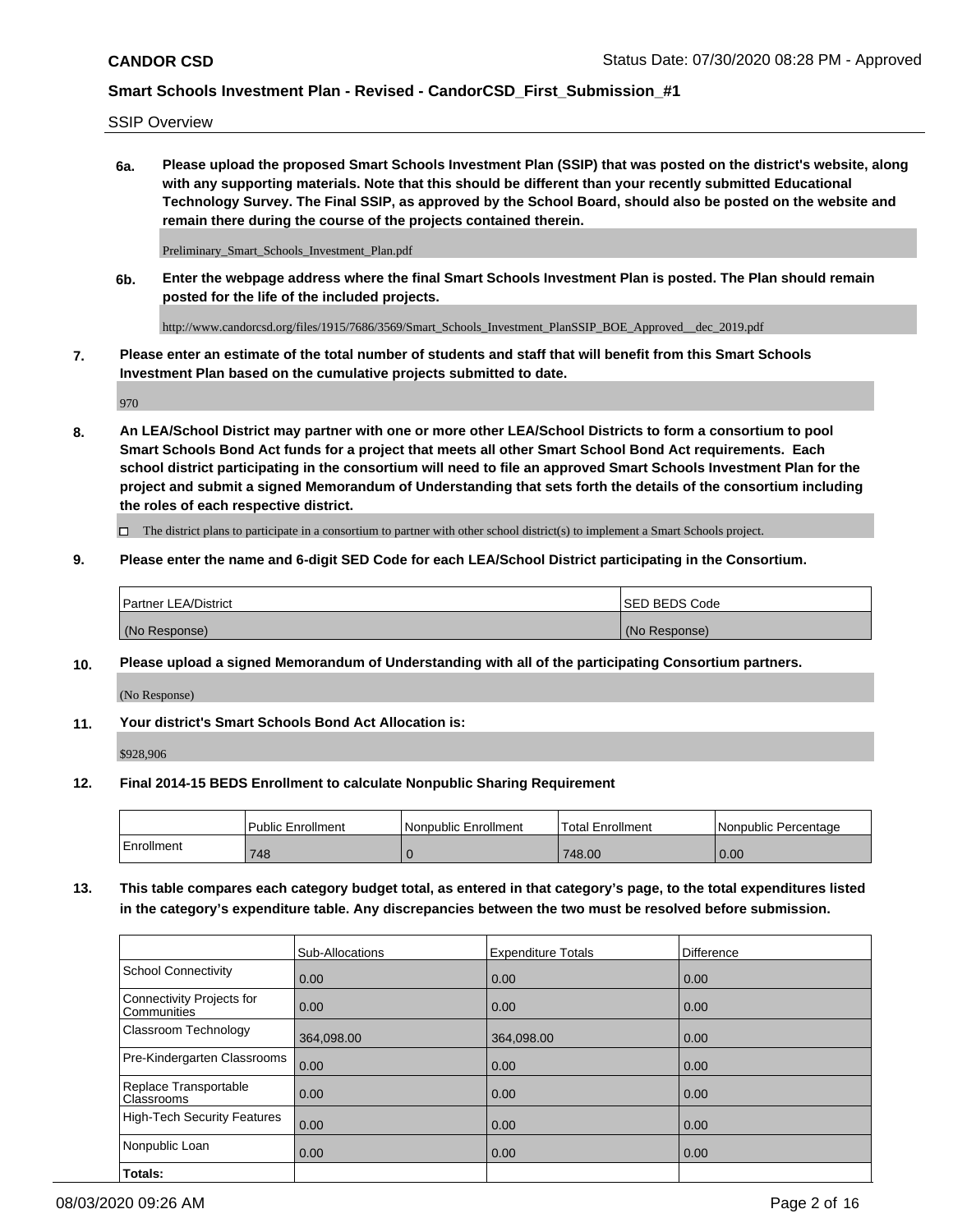SSIP Overview

**6a. Please upload the proposed Smart Schools Investment Plan (SSIP) that was posted on the district's website, along with any supporting materials. Note that this should be different than your recently submitted Educational Technology Survey. The Final SSIP, as approved by the School Board, should also be posted on the website and remain there during the course of the projects contained therein.**

Preliminary_Smart_Schools_Investment_Plan.pdf

**6b. Enter the webpage address where the final Smart Schools Investment Plan is posted. The Plan should remain posted for the life of the included projects.**

http://www.candorcsd.org/files/1915/7686/3569/Smart_Schools_Investment_PlanSSIP_BOE_Approved__dec_2019.pdf

**7. Please enter an estimate of the total number of students and staff that will benefit from this Smart Schools Investment Plan based on the cumulative projects submitted to date.**

970

**8. An LEA/School District may partner with one or more other LEA/School Districts to form a consortium to pool Smart Schools Bond Act funds for a project that meets all other Smart School Bond Act requirements. Each school district participating in the consortium will need to file an approved Smart Schools Investment Plan for the project and submit a signed Memorandum of Understanding that sets forth the details of the consortium including the roles of each respective district.**

☐ The district plans to participate in a consortium to partner with other school district(s) to implement a Smart Schools project.

**9. Please enter the name and 6-digit SED Code for each LEA/School District participating in the Consortium.**

| Partner LEA/District | SED BEDS Code |
| --- | --- |
| (No Response) | (No Response) |

**10. Please upload a signed Memorandum of Understanding with all of the participating Consortium partners.**

(No Response)

**11. Your district's Smart Schools Bond Act Allocation is:**

$928,906

**12. Final 2014-15 BEDS Enrollment to calculate Nonpublic Sharing Requirement**

| | Public Enrollment | Nonpublic Enrollment | Total Enrollment | Nonpublic Percentage |
| --- | --- | --- | --- | --- |
| Enrollment | 748 | 0 | 748.00 | 0.00 |

**13. This table compares each category budget total, as entered in that category's page, to the total expenditures listed in the category's expenditure table. Any discrepancies between the two must be resolved before submission.**

| | Sub-Allocations | Expenditure Totals | Difference |
| --- | --- | --- | --- |
| School Connectivity | 0.00 | 0.00 | 0.00 |
| Connectivity Projects for Communities | 0.00 | 0.00 | 0.00 |
| Classroom Technology | 364,098.00 | 364,098.00 | 0.00 |
| Pre-Kindergarten Classrooms | 0.00 | 0.00 | 0.00 |
| Replace Transportable Classrooms | 0.00 | 0.00 | 0.00 |
| High-Tech Security Features | 0.00 | 0.00 | 0.00 |
| Nonpublic Loan | 0.00 | 0.00 | 0.00 |
| **Totals:** | | | |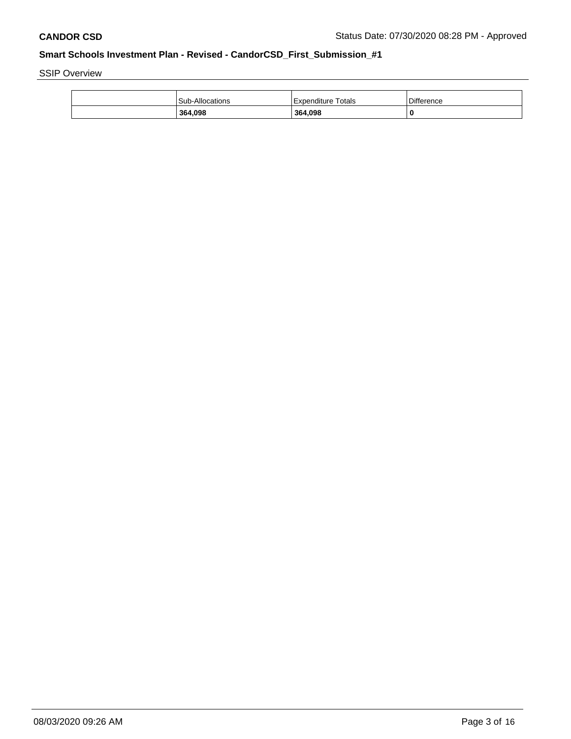SSIP Overview

| | Sub-Allocations | Expenditure Totals | Difference |
|---|---|---|---|
| | **364,098** | **364,098** | **0** |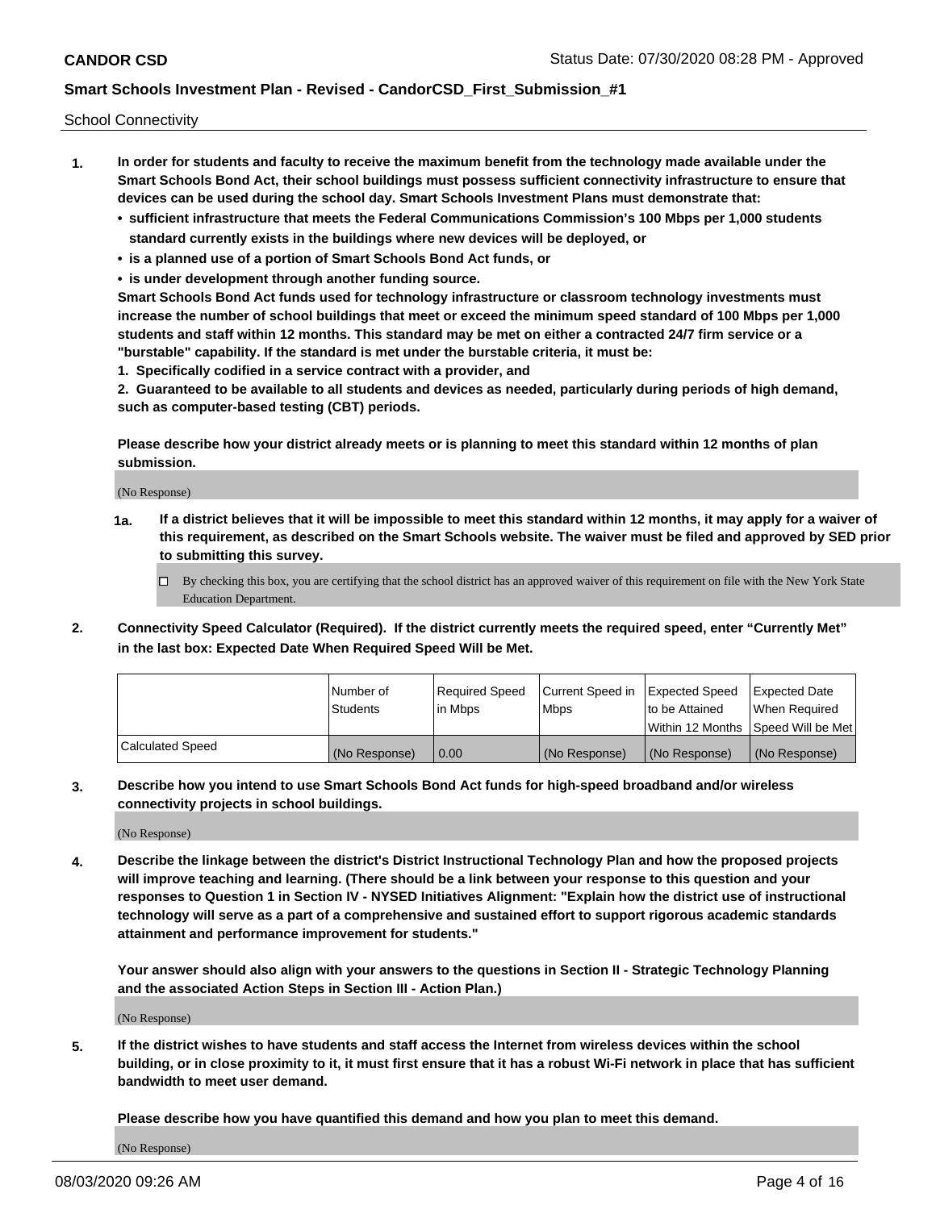School Connectivity

1. **In order for students and faculty to receive the maximum benefit from the technology made available under the Smart Schools Bond Act, their school buildings must possess sufficient connectivity infrastructure to ensure that devices can be used during the school day. Smart Schools Investment Plans must demonstrate that:**
   - **sufficient infrastructure that meets the Federal Communications Commission's 100 Mbps per 1,000 students standard currently exists in the buildings where new devices will be deployed, or**
   - **is a planned use of a portion of Smart Schools Bond Act funds, or**
   - **is under development through another funding source.**

   **Smart Schools Bond Act funds used for technology infrastructure or classroom technology investments must increase the number of school buildings that meet or exceed the minimum speed standard of 100 Mbps per 1,000 students and staff within 12 months. This standard may be met on either a contracted 24/7 firm service or a "burstable" capability. If the standard is met under the burstable criteria, it must be:**

   **1. Specifically codified in a service contract with a provider, and**

   **2. Guaranteed to be available to all students and devices as needed, particularly during periods of high demand, such as computer-based testing (CBT) periods.**

   **Please describe how your district already meets or is planning to meet this standard within 12 months of plan submission.**

   (No Response)

   **1a. If a district believes that it will be impossible to meet this standard within 12 months, it may apply for a waiver of this requirement, as described on the Smart Schools website. The waiver must be filed and approved by SED prior to submitting this survey.**

   ☐ By checking this box, you are certifying that the school district has an approved waiver of this requirement on file with the New York State Education Department.

2. **Connectivity Speed Calculator (Required). If the district currently meets the required speed, enter "Currently Met" in the last box: Expected Date When Required Speed Will be Met.**

| | Number of Students | Required Speed in Mbps | Current Speed in Mbps | Expected Speed to be Attained Within 12 Months | Expected Date When Required Speed Will be Met |
|---|---|---|---|---|---|
| Calculated Speed | (No Response) | 0.00 | (No Response) | (No Response) | (No Response) |

3. **Describe how you intend to use Smart Schools Bond Act funds for high-speed broadband and/or wireless connectivity projects in school buildings.**

   (No Response)

4. **Describe the linkage between the district's District Instructional Technology Plan and how the proposed projects will improve teaching and learning. (There should be a link between your response to this question and your responses to Question 1 in Section IV - NYSED Initiatives Alignment: "Explain how the district use of instructional technology will serve as a part of a comprehensive and sustained effort to support rigorous academic standards attainment and performance improvement for students."**

   **Your answer should also align with your answers to the questions in Section II - Strategic Technology Planning and the associated Action Steps in Section III - Action Plan.)**

   (No Response)

5. **If the district wishes to have students and staff access the Internet from wireless devices within the school building, or in close proximity to it, it must first ensure that it has a robust Wi-Fi network in place that has sufficient bandwidth to meet user demand.**

   **Please describe how you have quantified this demand and how you plan to meet this demand.**

   (No Response)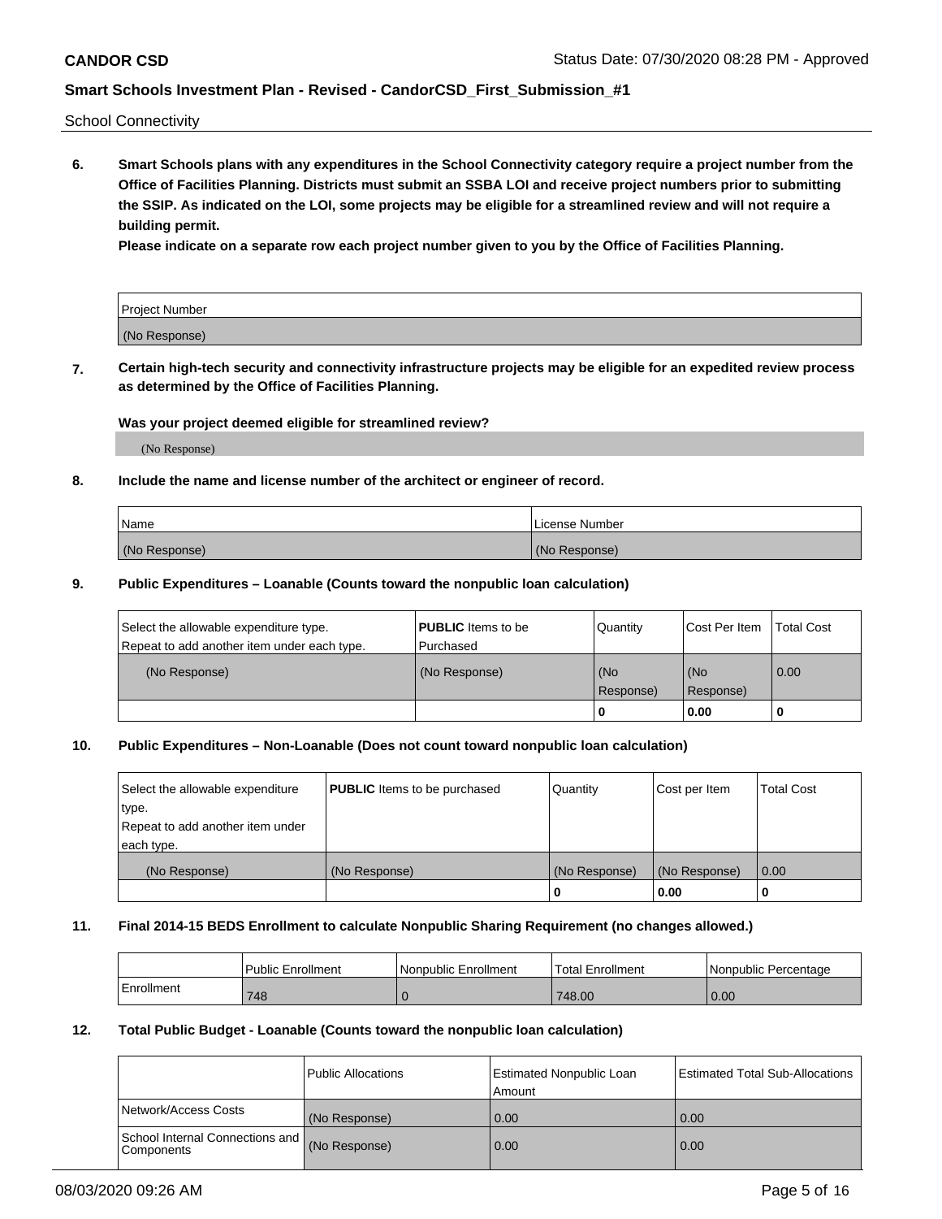School Connectivity

**6. Smart Schools plans with any expenditures in the School Connectivity category require a project number from the Office of Facilities Planning. Districts must submit an SSBA LOI and receive project numbers prior to submitting the SSIP. As indicated on the LOI, some projects may be eligible for a streamlined review and will not require a building permit.**

**Please indicate on a separate row each project number given to you by the Office of Facilities Planning.**

| Project Number |
|---|
| (No Response) |

**7. Certain high-tech security and connectivity infrastructure projects may be eligible for an expedited review process as determined by the Office of Facilities Planning.**

**Was your project deemed eligible for streamlined review?**

(No Response)

**8. Include the name and license number of the architect or engineer of record.**

| Name | License Number |
|---|---|
| (No Response) | (No Response) |

**9. Public Expenditures – Loanable (Counts toward the nonpublic loan calculation)**

| Select the allowable expenditure type. Repeat to add another item under each type. | **PUBLIC** Items to be Purchased | Quantity | Cost Per Item | Total Cost |
|---|---|---|---|---|
| (No Response) | (No Response) | (No Response) | (No Response) | 0.00 |
| | | 0 | 0.00 | 0 |

**10. Public Expenditures – Non-Loanable (Does not count toward nonpublic loan calculation)**

| Select the allowable expenditure type. Repeat to add another item under each type. | **PUBLIC** Items to be purchased | Quantity | Cost per Item | Total Cost |
|---|---|---|---|---|
| (No Response) | (No Response) | (No Response) | (No Response) | 0.00 |
| | | 0 | 0.00 | 0 |

**11. Final 2014-15 BEDS Enrollment to calculate Nonpublic Sharing Requirement (no changes allowed.)**

| | Public Enrollment | Nonpublic Enrollment | Total Enrollment | Nonpublic Percentage |
|---|---|---|---|---|
| Enrollment | 748 | 0 | 748.00 | 0.00 |

**12. Total Public Budget - Loanable (Counts toward the nonpublic loan calculation)**

| | Public Allocations | Estimated Nonpublic Loan Amount | Estimated Total Sub-Allocations |
|---|---|---|---|
| Network/Access Costs | (No Response) | 0.00 | 0.00 |
| School Internal Connections and Components | (No Response) | 0.00 | 0.00 |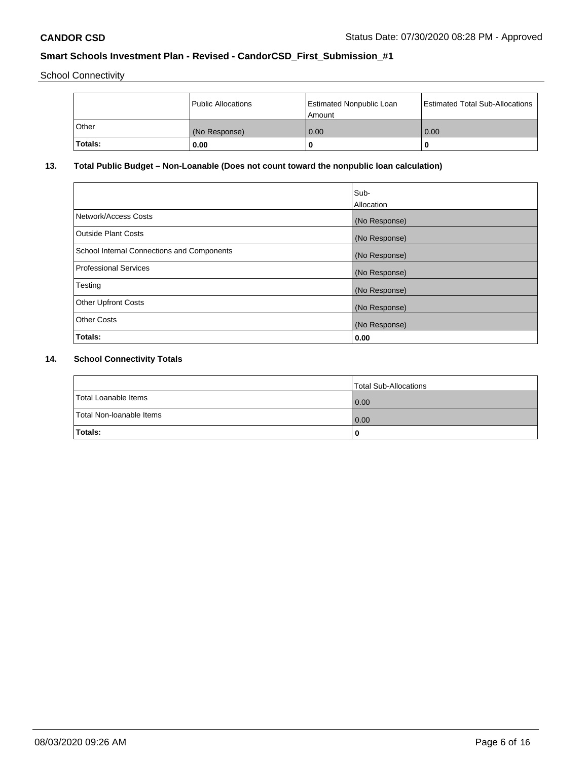School Connectivity

|  | Public Allocations | Estimated Nonpublic Loan Amount | Estimated Total Sub-Allocations |
|---|---|---|---|
| Other | (No Response) | 0.00 | 0.00 |
| **Totals:** | **0.00** | **0** | **0** |

## 13. Total Public Budget – Non-Loanable (Does not count toward the nonpublic loan calculation)

|  | Sub-Allocation |
|---|---|
| Network/Access Costs | (No Response) |
| Outside Plant Costs | (No Response) |
| School Internal Connections and Components | (No Response) |
| Professional Services | (No Response) |
| Testing | (No Response) |
| Other Upfront Costs | (No Response) |
| Other Costs | (No Response) |
| **Totals:** | **0.00** |

## 14. School Connectivity Totals

|  | Total Sub-Allocations |
|---|---|
| Total Loanable Items | 0.00 |
| Total Non-loanable Items | 0.00 |
| **Totals:** | **0** |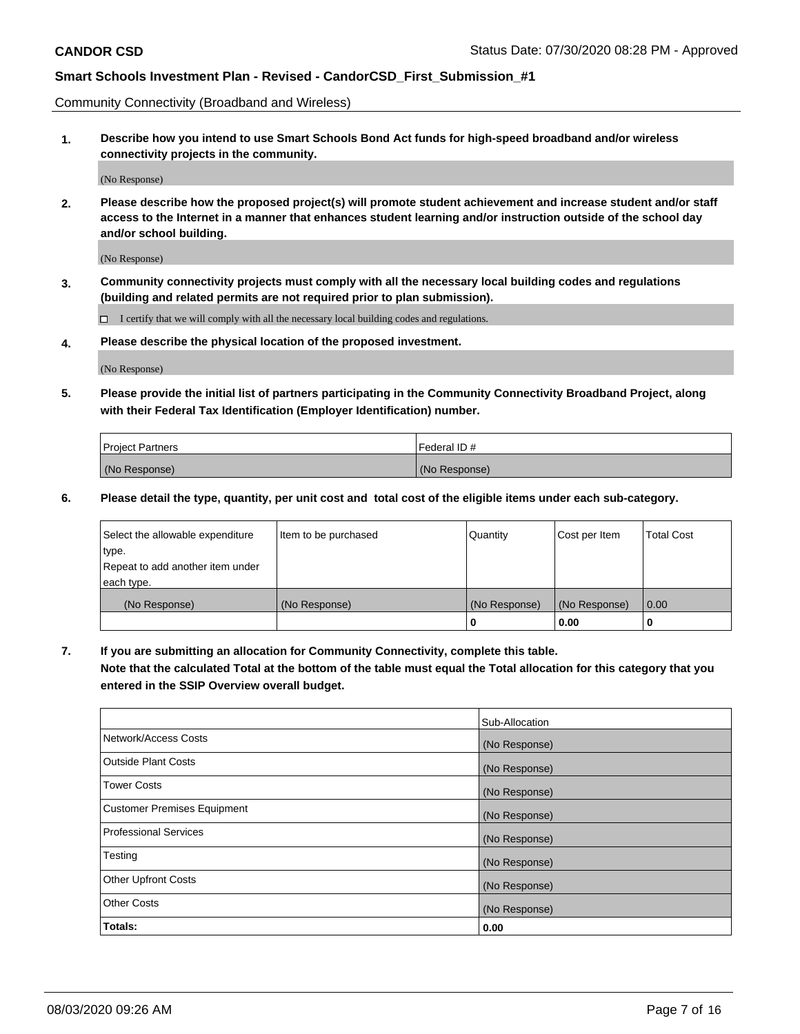Community Connectivity (Broadband and Wireless)

**1. Describe how you intend to use Smart Schools Bond Act funds for high-speed broadband and/or wireless connectivity projects in the community.**

(No Response)

**2. Please describe how the proposed project(s) will promote student achievement and increase student and/or staff access to the Internet in a manner that enhances student learning and/or instruction outside of the school day and/or school building.**

(No Response)

**3. Community connectivity projects must comply with all the necessary local building codes and regulations (building and related permits are not required prior to plan submission).**

☐ I certify that we will comply with all the necessary local building codes and regulations.

**4. Please describe the physical location of the proposed investment.**

(No Response)

**5. Please provide the initial list of partners participating in the Community Connectivity Broadband Project, along with their Federal Tax Identification (Employer Identification) number.**

| Project Partners | Federal ID # |
| --- | --- |
| (No Response) | (No Response) |

**6. Please detail the type, quantity, per unit cost and total cost of the eligible items under each sub-category.**

| Select the allowable expenditure type. Repeat to add another item under each type. | Item to be purchased | Quantity | Cost per Item | Total Cost |
| --- | --- | --- | --- | --- |
| (No Response) | (No Response) | (No Response) | (No Response) | 0.00 |
| | | 0 | 0.00 | 0 |

**7. If you are submitting an allocation for Community Connectivity, complete this table. Note that the calculated Total at the bottom of the table must equal the Total allocation for this category that you entered in the SSIP Overview overall budget.**

| | Sub-Allocation |
| --- | --- |
| Network/Access Costs | (No Response) |
| Outside Plant Costs | (No Response) |
| Tower Costs | (No Response) |
| Customer Premises Equipment | (No Response) |
| Professional Services | (No Response) |
| Testing | (No Response) |
| Other Upfront Costs | (No Response) |
| Other Costs | (No Response) |
| **Totals:** | **0.00** |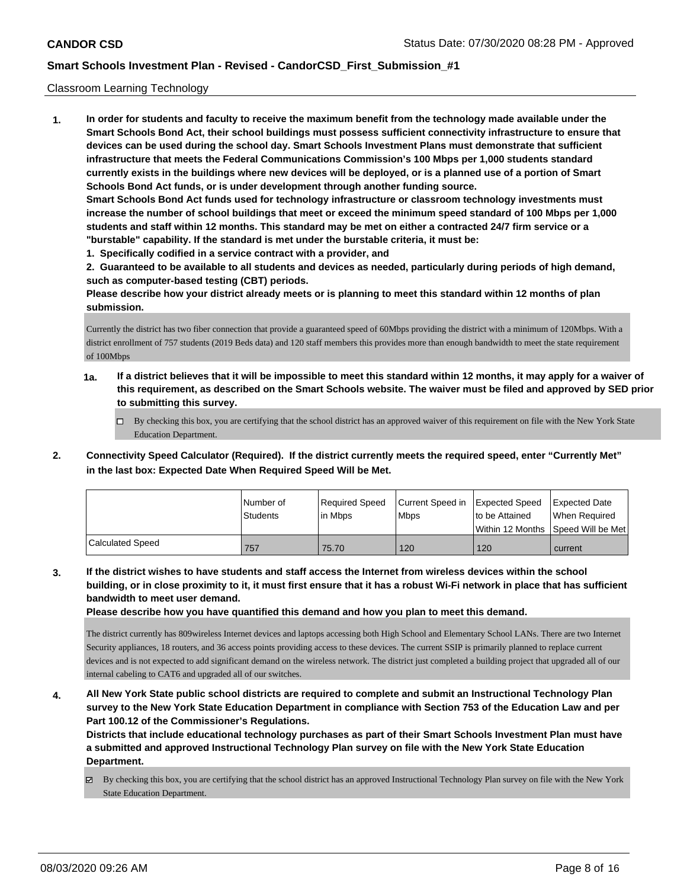## Classroom Learning Technology

**1. In order for students and faculty to receive the maximum benefit from the technology made available under the Smart Schools Bond Act, their school buildings must possess sufficient connectivity infrastructure to ensure that devices can be used during the school day. Smart Schools Investment Plans must demonstrate that sufficient infrastructure that meets the Federal Communications Commission's 100 Mbps per 1,000 students standard currently exists in the buildings where new devices will be deployed, or is a planned use of a portion of Smart Schools Bond Act funds, or is under development through another funding source.**

**Smart Schools Bond Act funds used for technology infrastructure or classroom technology investments must increase the number of school buildings that meet or exceed the minimum speed standard of 100 Mbps per 1,000 students and staff within 12 months. This standard may be met on either a contracted 24/7 firm service or a "burstable" capability. If the standard is met under the burstable criteria, it must be:**

**1. Specifically codified in a service contract with a provider, and**

**2. Guaranteed to be available to all students and devices as needed, particularly during periods of high demand, such as computer-based testing (CBT) periods.**

**Please describe how your district already meets or is planning to meet this standard within 12 months of plan submission.**

Currently the district has two fiber connection that provide a guaranteed speed of 60Mbps providing the district with a minimum of 120Mbps. With a district enrollment of 757 students (2019 Beds data) and 120 staff members this provides more than enough bandwidth to meet the state requirement of 100Mbps

**1a. If a district believes that it will be impossible to meet this standard within 12 months, it may apply for a waiver of this requirement, as described on the Smart Schools website. The waiver must be filed and approved by SED prior to submitting this survey.**

☐ By checking this box, you are certifying that the school district has an approved waiver of this requirement on file with the New York State Education Department.

**2. Connectivity Speed Calculator (Required). If the district currently meets the required speed, enter "Currently Met" in the last box: Expected Date When Required Speed Will be Met.**

| | Number of Students | Required Speed in Mbps | Current Speed in Mbps | Expected Speed to be Attained Within 12 Months | Expected Date When Required Speed Will be Met |
|---|---|---|---|---|---|
| Calculated Speed | 757 | 75.70 | 120 | 120 | current |

**3. If the district wishes to have students and staff access the Internet from wireless devices within the school building, or in close proximity to it, it must first ensure that it has a robust Wi-Fi network in place that has sufficient bandwidth to meet user demand.**

**Please describe how you have quantified this demand and how you plan to meet this demand.**

The district currently has 809wireless Internet devices and laptops accessing both High School and Elementary School LANs. There are two Internet Security appliances, 18 routers, and 36 access points providing access to these devices. The current SSIP is primarily planned to replace current devices and is not expected to add significant demand on the wireless network. The district just completed a building project that upgraded all of our internal cabeling to CAT6 and upgraded all of our switches.

**4. All New York State public school districts are required to complete and submit an Instructional Technology Plan survey to the New York State Education Department in compliance with Section 753 of the Education Law and per Part 100.12 of the Commissioner's Regulations.**

**Districts that include educational technology purchases as part of their Smart Schools Investment Plan must have a submitted and approved Instructional Technology Plan survey on file with the New York State Education Department.**

☑ By checking this box, you are certifying that the school district has an approved Instructional Technology Plan survey on file with the New York State Education Department.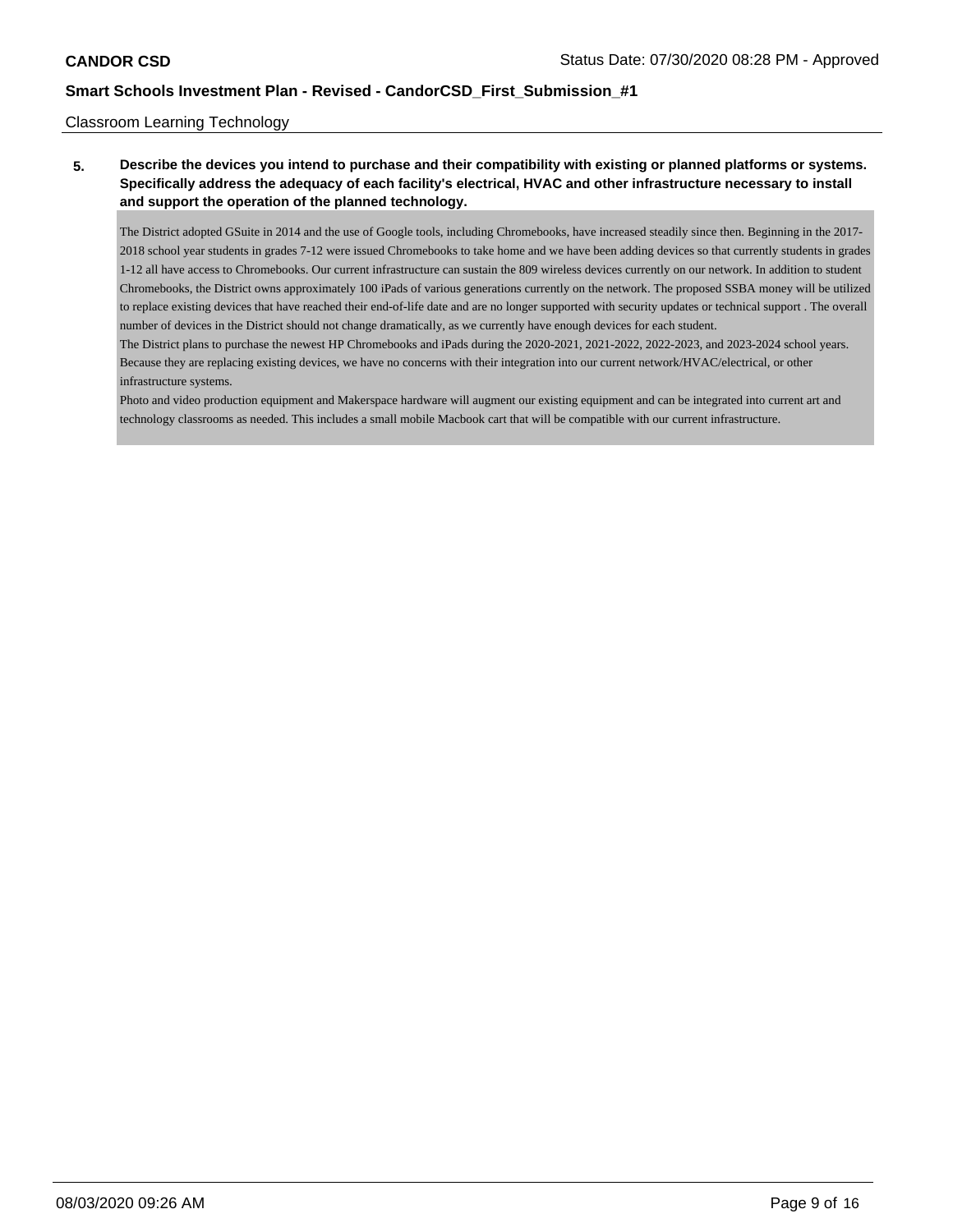Classroom Learning Technology

**5. Describe the devices you intend to purchase and their compatibility with existing or planned platforms or systems. Specifically address the adequacy of each facility's electrical, HVAC and other infrastructure necessary to install and support the operation of the planned technology.**

The District adopted GSuite in 2014 and the use of Google tools, including Chromebooks, have increased steadily since then. Beginning in the 2017-2018 school year students in grades 7-12 were issued Chromebooks to take home and we have been adding devices so that currently students in grades 1-12 all have access to Chromebooks. Our current infrastructure can sustain the 809 wireless devices currently on our network. In addition to student Chromebooks, the District owns approximately 100 iPads of various generations currently on the network. The proposed SSBA money will be utilized to replace existing devices that have reached their end-of-life date and are no longer supported with security updates or technical support . The overall number of devices in the District should not change dramatically, as we currently have enough devices for each student.

The District plans to purchase the newest HP Chromebooks and iPads during the 2020-2021, 2021-2022, 2022-2023, and 2023-2024 school years. Because they are replacing existing devices, we have no concerns with their integration into our current network/HVAC/electrical, or other infrastructure systems.

Photo and video production equipment and Makerspace hardware will augment our existing equipment and can be integrated into current art and technology classrooms as needed. This includes a small mobile Macbook cart that will be compatible with our current infrastructure.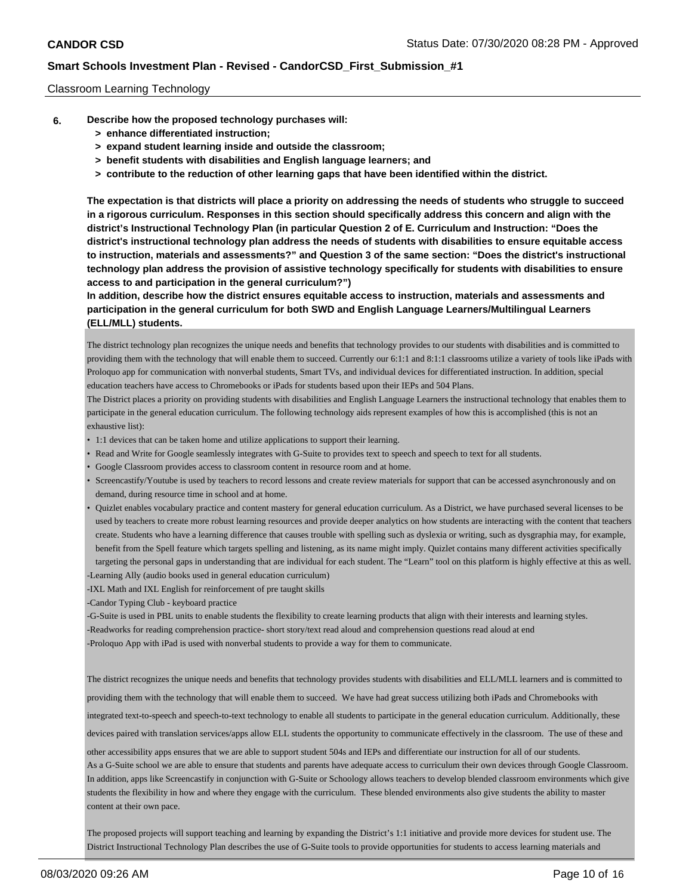Classroom Learning Technology

6. **Describe how the proposed technology purchases will:**
   - **> enhance differentiated instruction;**
   - **> expand student learning inside and outside the classroom;**
   - **> benefit students with disabilities and English language learners; and**
   - **> contribute to the reduction of other learning gaps that have been identified within the district.**

**The expectation is that districts will place a priority on addressing the needs of students who struggle to succeed in a rigorous curriculum. Responses in this section should specifically address this concern and align with the district's Instructional Technology Plan (in particular Question 2 of E. Curriculum and Instruction: "Does the district's instructional technology plan address the needs of students with disabilities to ensure equitable access to instruction, materials and assessments?" and Question 3 of the same section: "Does the district's instructional technology plan address the provision of assistive technology specifically for students with disabilities to ensure access to and participation in the general curriculum?")**
**In addition, describe how the district ensures equitable access to instruction, materials and assessments and participation in the general curriculum for both SWD and English Language Learners/Multilingual Learners (ELL/MLL) students.**

The district technology plan recognizes the unique needs and benefits that technology provides to our students with disabilities and is committed to providing them with the technology that will enable them to succeed. Currently our 6:1:1 and 8:1:1 classrooms utilize a variety of tools like iPads with Proloquo app for communication with nonverbal students, Smart TVs, and individual devices for differentiated instruction. In addition, special education teachers have access to Chromebooks or iPads for students based upon their IEPs and 504 Plans.
The District places a priority on providing students with disabilities and English Language Learners the instructional technology that enables them to participate in the general education curriculum. The following technology aids represent examples of how this is accomplished (this is not an exhaustive list):

- 1:1 devices that can be taken home and utilize applications to support their learning.
- Read and Write for Google seamlessly integrates with G-Suite to provides text to speech and speech to text for all students.
- Google Classroom provides access to classroom content in resource room and at home.
- Screencastify/Youtube is used by teachers to record lessons and create review materials for support that can be accessed asynchronously and on demand, during resource time in school and at home.
- Quizlet enables vocabulary practice and content mastery for general education curriculum. As a District, we have purchased several licenses to be used by teachers to create more robust learning resources and provide deeper analytics on how students are interacting with the content that teachers create. Students who have a learning difference that causes trouble with spelling such as dyslexia or writing, such as dysgraphia may, for example, benefit from the Spell feature which targets spelling and listening, as its name might imply. Quizlet contains many different activities specifically targeting the personal gaps in understanding that are individual for each student. The "Learn" tool on this platform is highly effective at this as well.

-Learning Ally (audio books used in general education curriculum)
-IXL Math and IXL English for reinforcement of pre taught skills
-Candor Typing Club - keyboard practice
-G-Suite is used in PBL units to enable students the flexibility to create learning products that align with their interests and learning styles.
-Readworks for reading comprehension practice- short story/text read aloud and comprehension questions read aloud at end
-Proloquo App with iPad is used with nonverbal students to provide a way for them to communicate.

The district recognizes the unique needs and benefits that technology provides students with disabilities and ELL/MLL learners and is committed to providing them with the technology that will enable them to succeed. We have had great success utilizing both iPads and Chromebooks with integrated text-to-speech and speech-to-text technology to enable all students to participate in the general education curriculum. Additionally, these devices paired with translation services/apps allow ELL students the opportunity to communicate effectively in the classroom. The use of these and other accessibility apps ensures that we are able to support student 504s and IEPs and differentiate our instruction for all of our students.
As a G-Suite school we are able to ensure that students and parents have adequate access to curriculum their own devices through Google Classroom. In addition, apps like Screencastify in conjunction with G-Suite or Schoology allows teachers to develop blended classroom environments which give students the flexibility in how and where they engage with the curriculum. These blended environments also give students the ability to master content at their own pace.

The proposed projects will support teaching and learning by expanding the District's 1:1 initiative and provide more devices for student use. The District Instructional Technology Plan describes the use of G-Suite tools to provide opportunities for students to access learning materials and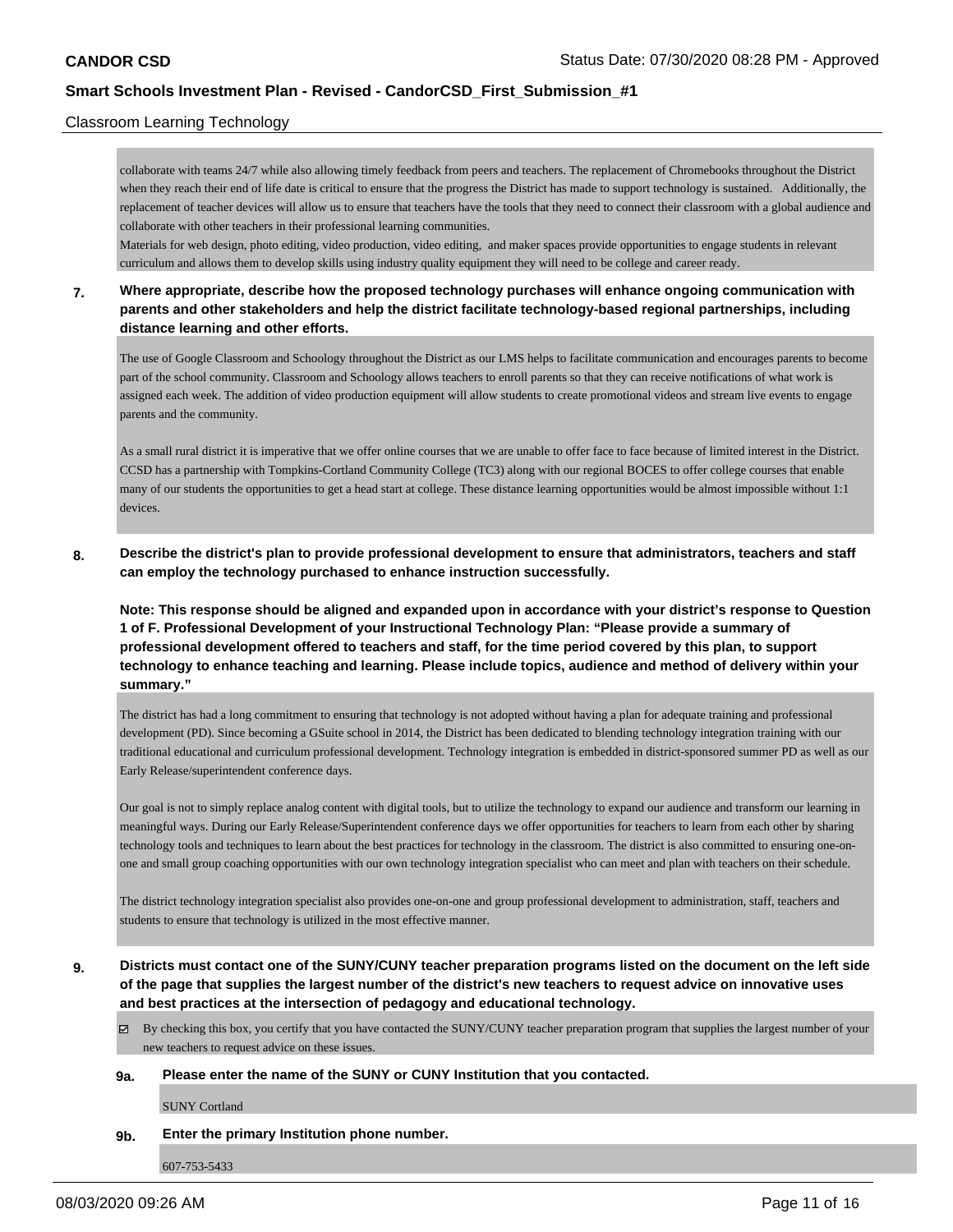Classroom Learning Technology

collaborate with teams 24/7 while also allowing timely feedback from peers and teachers. The replacement of Chromebooks throughout the District when they reach their end of life date is critical to ensure that the progress the District has made to support technology is sustained.   Additionally, the replacement of teacher devices will allow us to ensure that teachers have the tools that they need to connect their classroom with a global audience and collaborate with other teachers in their professional learning communities.
Materials for web design, photo editing, video production, video editing,  and maker spaces provide opportunities to engage students in relevant curriculum and allows them to develop skills using industry quality equipment they will need to be college and career ready.

**7. Where appropriate, describe how the proposed technology purchases will enhance ongoing communication with parents and other stakeholders and help the district facilitate technology-based regional partnerships, including distance learning and other efforts.**

The use of Google Classroom and Schoology throughout the District as our LMS helps to facilitate communication and encourages parents to become part of the school community. Classroom and Schoology allows teachers to enroll parents so that they can receive notifications of what work is assigned each week. The addition of video production equipment will allow students to create promotional videos and stream live events to engage parents and the community.

As a small rural district it is imperative that we offer online courses that we are unable to offer face to face because of limited interest in the District. CCSD has a partnership with Tompkins-Cortland Community College (TC3) along with our regional BOCES to offer college courses that enable many of our students the opportunities to get a head start at college. These distance learning opportunities would be almost impossible without 1:1 devices.

**8. Describe the district's plan to provide professional development to ensure that administrators, teachers and staff can employ the technology purchased to enhance instruction successfully.**

**Note: This response should be aligned and expanded upon in accordance with your district's response to Question 1 of F. Professional Development of your Instructional Technology Plan: "Please provide a summary of professional development offered to teachers and staff, for the time period covered by this plan, to support technology to enhance teaching and learning. Please include topics, audience and method of delivery within your summary."**

The district has had a long commitment to ensuring that technology is not adopted without having a plan for adequate training and professional development (PD). Since becoming a GSuite school in 2014, the District has been dedicated to blending technology integration training with our traditional educational and curriculum professional development. Technology integration is embedded in district-sponsored summer PD as well as our Early Release/superintendent conference days.

Our goal is not to simply replace analog content with digital tools, but to utilize the technology to expand our audience and transform our learning in meaningful ways. During our Early Release/Superintendent conference days we offer opportunities for teachers to learn from each other by sharing technology tools and techniques to learn about the best practices for technology in the classroom. The district is also committed to ensuring one-on-one and small group coaching opportunities with our own technology integration specialist who can meet and plan with teachers on their schedule.

The district technology integration specialist also provides one-on-one and group professional development to administration, staff, teachers and students to ensure that technology is utilized in the most effective manner.

**9. Districts must contact one of the SUNY/CUNY teacher preparation programs listed on the document on the left side of the page that supplies the largest number of the district's new teachers to request advice on innovative uses and best practices at the intersection of pedagogy and educational technology.**

☑ By checking this box, you certify that you have contacted the SUNY/CUNY teacher preparation program that supplies the largest number of your new teachers to request advice on these issues.

**9a. Please enter the name of the SUNY or CUNY Institution that you contacted.**

SUNY Cortland

**9b. Enter the primary Institution phone number.**

607-753-5433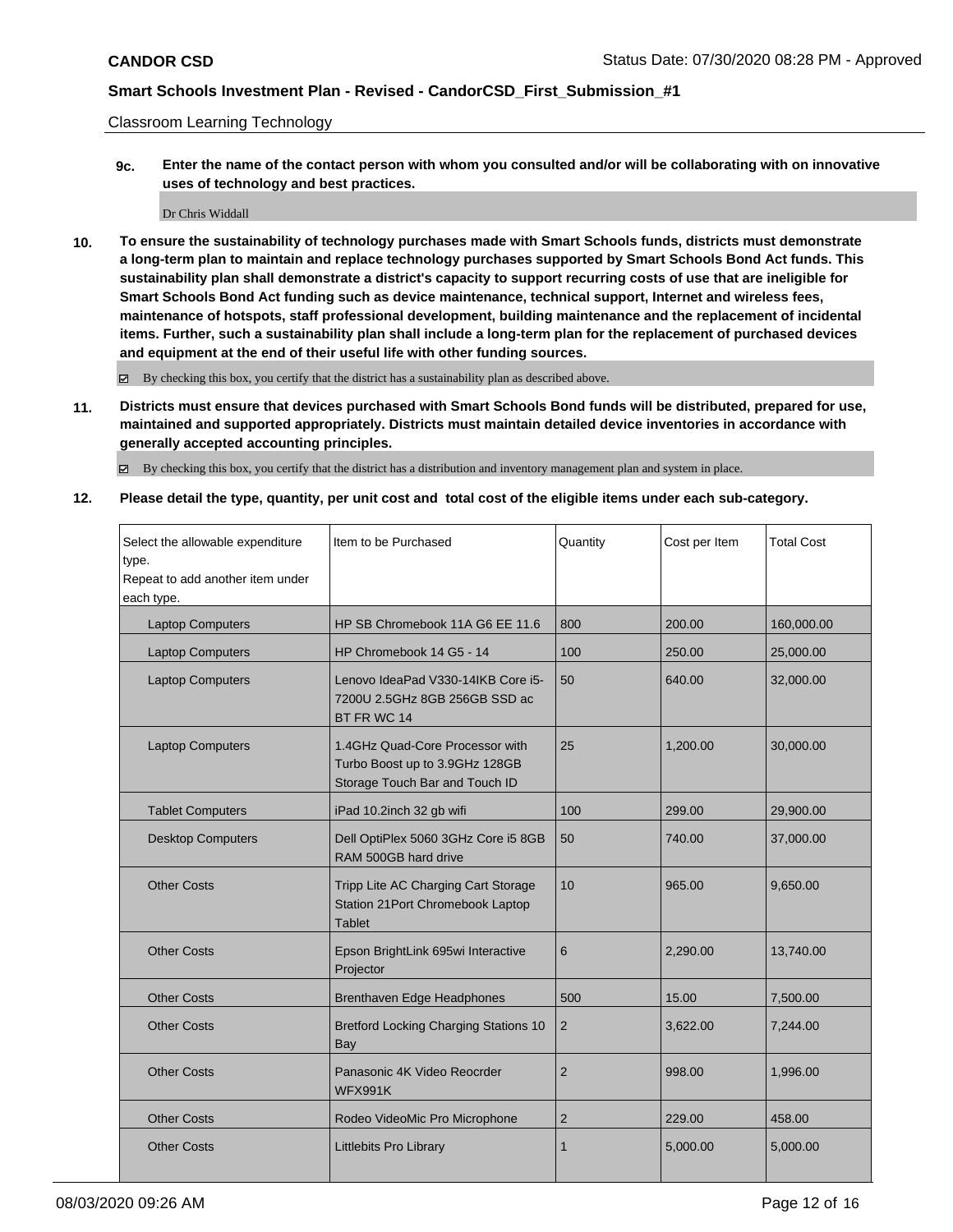Classroom Learning Technology

**9c. Enter the name of the contact person with whom you consulted and/or will be collaborating with on innovative uses of technology and best practices.**

Dr Chris Widdall

**10. To ensure the sustainability of technology purchases made with Smart Schools funds, districts must demonstrate a long-term plan to maintain and replace technology purchases supported by Smart Schools Bond Act funds. This sustainability plan shall demonstrate a district's capacity to support recurring costs of use that are ineligible for Smart Schools Bond Act funding such as device maintenance, technical support, Internet and wireless fees, maintenance of hotspots, staff professional development, building maintenance and the replacement of incidental items. Further, such a sustainability plan shall include a long-term plan for the replacement of purchased devices and equipment at the end of their useful life with other funding sources.**

☑ By checking this box, you certify that the district has a sustainability plan as described above.

**11. Districts must ensure that devices purchased with Smart Schools Bond funds will be distributed, prepared for use, maintained and supported appropriately. Districts must maintain detailed device inventories in accordance with generally accepted accounting principles.**

☑ By checking this box, you certify that the district has a distribution and inventory management plan and system in place.

**12. Please detail the type, quantity, per unit cost and total cost of the eligible items under each sub-category.**

| Select the allowable expenditure type. Repeat to add another item under each type. | Item to be Purchased | Quantity | Cost per Item | Total Cost |
|---|---|---|---|---|
| Laptop Computers | HP SB Chromebook 11A G6 EE 11.6 | 800 | 200.00 | 160,000.00 |
| Laptop Computers | HP Chromebook 14 G5 - 14 | 100 | 250.00 | 25,000.00 |
| Laptop Computers | Lenovo IdeaPad V330-14IKB Core i5-7200U 2.5GHz 8GB 256GB SSD ac BT FR WC 14 | 50 | 640.00 | 32,000.00 |
| Laptop Computers | 1.4GHz Quad-Core Processor with Turbo Boost up to 3.9GHz 128GB Storage Touch Bar and Touch ID | 25 | 1,200.00 | 30,000.00 |
| Tablet Computers | iPad 10.2inch 32 gb wifi | 100 | 299.00 | 29,900.00 |
| Desktop Computers | Dell OptiPlex 5060 3GHz Core i5 8GB RAM 500GB hard drive | 50 | 740.00 | 37,000.00 |
| Other Costs | Tripp Lite AC Charging Cart Storage Station 21Port Chromebook Laptop Tablet | 10 | 965.00 | 9,650.00 |
| Other Costs | Epson BrightLink 695wi Interactive Projector | 6 | 2,290.00 | 13,740.00 |
| Other Costs | Brenthaven Edge Headphones | 500 | 15.00 | 7,500.00 |
| Other Costs | Bretford Locking Charging Stations 10 Bay | 2 | 3,622.00 | 7,244.00 |
| Other Costs | Panasonic 4K Video Reocrder WFX991K | 2 | 998.00 | 1,996.00 |
| Other Costs | Rodeo VideoMic Pro Microphone | 2 | 229.00 | 458.00 |
| Other Costs | Littlebits Pro Library | 1 | 5,000.00 | 5,000.00 |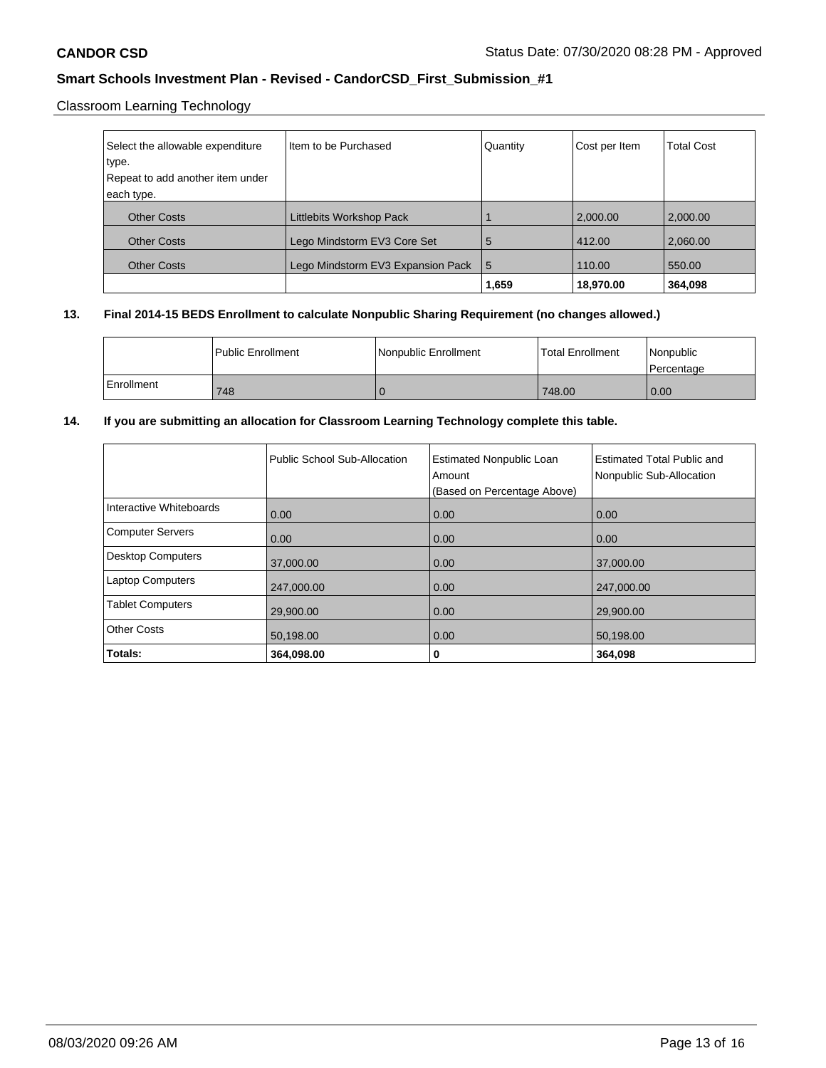**CANDOR CSD**

**Smart Schools Investment Plan - Revised - CandorCSD_First_Submission_#1**

Classroom Learning Technology

| Select the allowable expenditure type. Repeat to add another item under each type. | Item to be Purchased | Quantity | Cost per Item | Total Cost |
|---|---|---|---|---|
| Other Costs | Littlebits Workshop Pack | 1 | 2,000.00 | 2,000.00 |
| Other Costs | Lego Mindstorm EV3 Core Set | 5 | 412.00 | 2,060.00 |
| Other Costs | Lego Mindstorm EV3 Expansion Pack | 5 | 110.00 | 550.00 |
| | | **1,659** | **18,970.00** | **364,098** |

**13. Final 2014-15 BEDS Enrollment to calculate Nonpublic Sharing Requirement (no changes allowed.)**

| | Public Enrollment | Nonpublic Enrollment | Total Enrollment | Nonpublic Percentage |
|---|---|---|---|---|
| Enrollment | 748 | 0 | 748.00 | 0.00 |

**14. If you are submitting an allocation for Classroom Learning Technology complete this table.**

| | Public School Sub-Allocation | Estimated Nonpublic Loan Amount (Based on Percentage Above) | Estimated Total Public and Nonpublic Sub-Allocation |
|---|---|---|---|
| Interactive Whiteboards | 0.00 | 0.00 | 0.00 |
| Computer Servers | 0.00 | 0.00 | 0.00 |
| Desktop Computers | 37,000.00 | 0.00 | 37,000.00 |
| Laptop Computers | 247,000.00 | 0.00 | 247,000.00 |
| Tablet Computers | 29,900.00 | 0.00 | 29,900.00 |
| Other Costs | 50,198.00 | 0.00 | 50,198.00 |
| **Totals:** | **364,098.00** | **0** | **364,098** |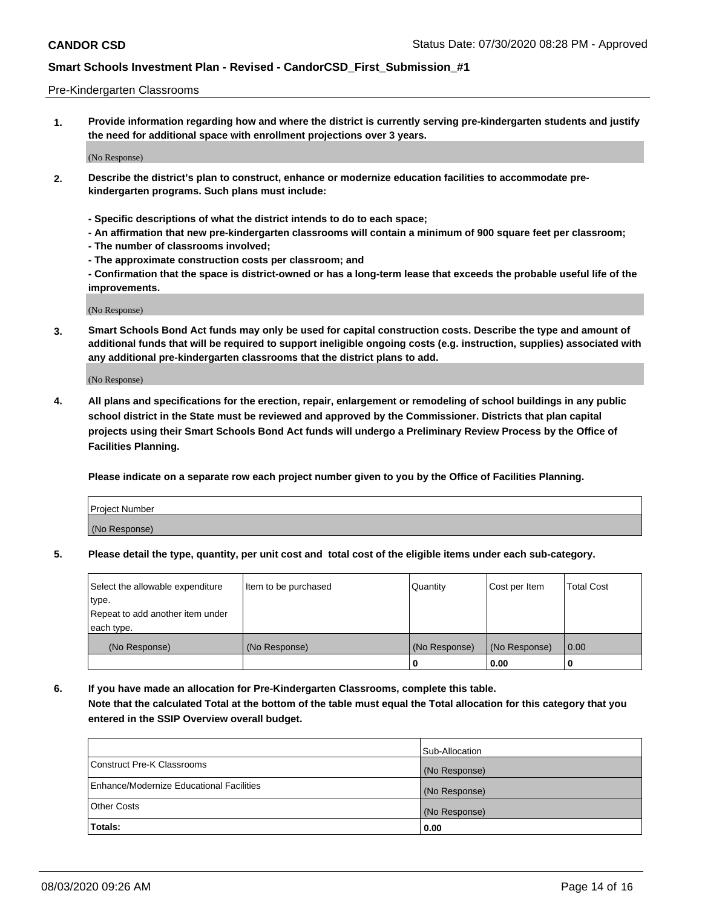Pre-Kindergarten Classrooms

**1. Provide information regarding how and where the district is currently serving pre-kindergarten students and justify the need for additional space with enrollment projections over 3 years.**

(No Response)

**2. Describe the district's plan to construct, enhance or modernize education facilities to accommodate pre-kindergarten programs. Such plans must include:**

**- Specific descriptions of what the district intends to do to each space;**
**- An affirmation that new pre-kindergarten classrooms will contain a minimum of 900 square feet per classroom;**
**- The number of classrooms involved;**
**- The approximate construction costs per classroom; and**
**- Confirmation that the space is district-owned or has a long-term lease that exceeds the probable useful life of the improvements.**

(No Response)

**3. Smart Schools Bond Act funds may only be used for capital construction costs. Describe the type and amount of additional funds that will be required to support ineligible ongoing costs (e.g. instruction, supplies) associated with any additional pre-kindergarten classrooms that the district plans to add.**

(No Response)

**4. All plans and specifications for the erection, repair, enlargement or remodeling of school buildings in any public school district in the State must be reviewed and approved by the Commissioner. Districts that plan capital projects using their Smart Schools Bond Act funds will undergo a Preliminary Review Process by the Office of Facilities Planning.**

**Please indicate on a separate row each project number given to you by the Office of Facilities Planning.**

| Project Number |
|---|
| (No Response) |

**5. Please detail the type, quantity, per unit cost and total cost of the eligible items under each sub-category.**

| Select the allowable expenditure type. Repeat to add another item under each type. | Item to be purchased | Quantity | Cost per Item | Total Cost |
|---|---|---|---|---|
| (No Response) | (No Response) | (No Response) | (No Response) | 0.00 |
| | | 0 | 0.00 | 0 |

**6. If you have made an allocation for Pre-Kindergarten Classrooms, complete this table. Note that the calculated Total at the bottom of the table must equal the Total allocation for this category that you entered in the SSIP Overview overall budget.**

| | Sub-Allocation |
|---|---|
| Construct Pre-K Classrooms | (No Response) |
| Enhance/Modernize Educational Facilities | (No Response) |
| Other Costs | (No Response) |
| **Totals:** | **0.00** |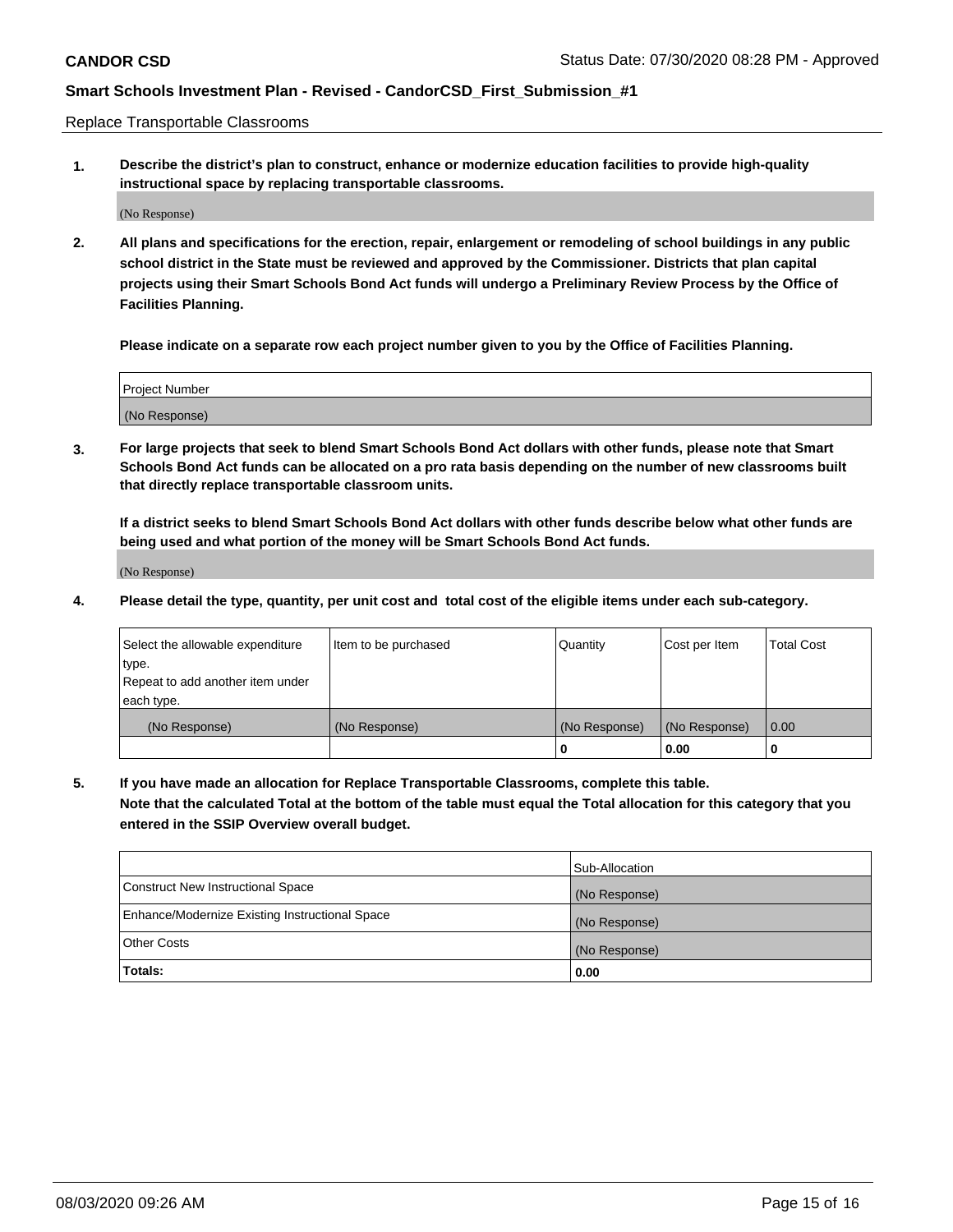Replace Transportable Classrooms

**1. Describe the district's plan to construct, enhance or modernize education facilities to provide high-quality instructional space by replacing transportable classrooms.**

(No Response)

**2. All plans and specifications for the erection, repair, enlargement or remodeling of school buildings in any public school district in the State must be reviewed and approved by the Commissioner. Districts that plan capital projects using their Smart Schools Bond Act funds will undergo a Preliminary Review Process by the Office of Facilities Planning.**

**Please indicate on a separate row each project number given to you by the Office of Facilities Planning.**

| Project Number |
| --- |
| (No Response) |

**3. For large projects that seek to blend Smart Schools Bond Act dollars with other funds, please note that Smart Schools Bond Act funds can be allocated on a pro rata basis depending on the number of new classrooms built that directly replace transportable classroom units.**

**If a district seeks to blend Smart Schools Bond Act dollars with other funds describe below what other funds are being used and what portion of the money will be Smart Schools Bond Act funds.**

(No Response)

**4. Please detail the type, quantity, per unit cost and total cost of the eligible items under each sub-category.**

| Select the allowable expenditure type. Repeat to add another item under each type. | Item to be purchased | Quantity | Cost per Item | Total Cost |
| --- | --- | --- | --- | --- |
| (No Response) | (No Response) | (No Response) | (No Response) | 0.00 |
| | | 0 | 0.00 | 0 |

**5. If you have made an allocation for Replace Transportable Classrooms, complete this table. Note that the calculated Total at the bottom of the table must equal the Total allocation for this category that you entered in the SSIP Overview overall budget.**

| | Sub-Allocation |
| --- | --- |
| Construct New Instructional Space | (No Response) |
| Enhance/Modernize Existing Instructional Space | (No Response) |
| Other Costs | (No Response) |
| **Totals:** | **0.00** |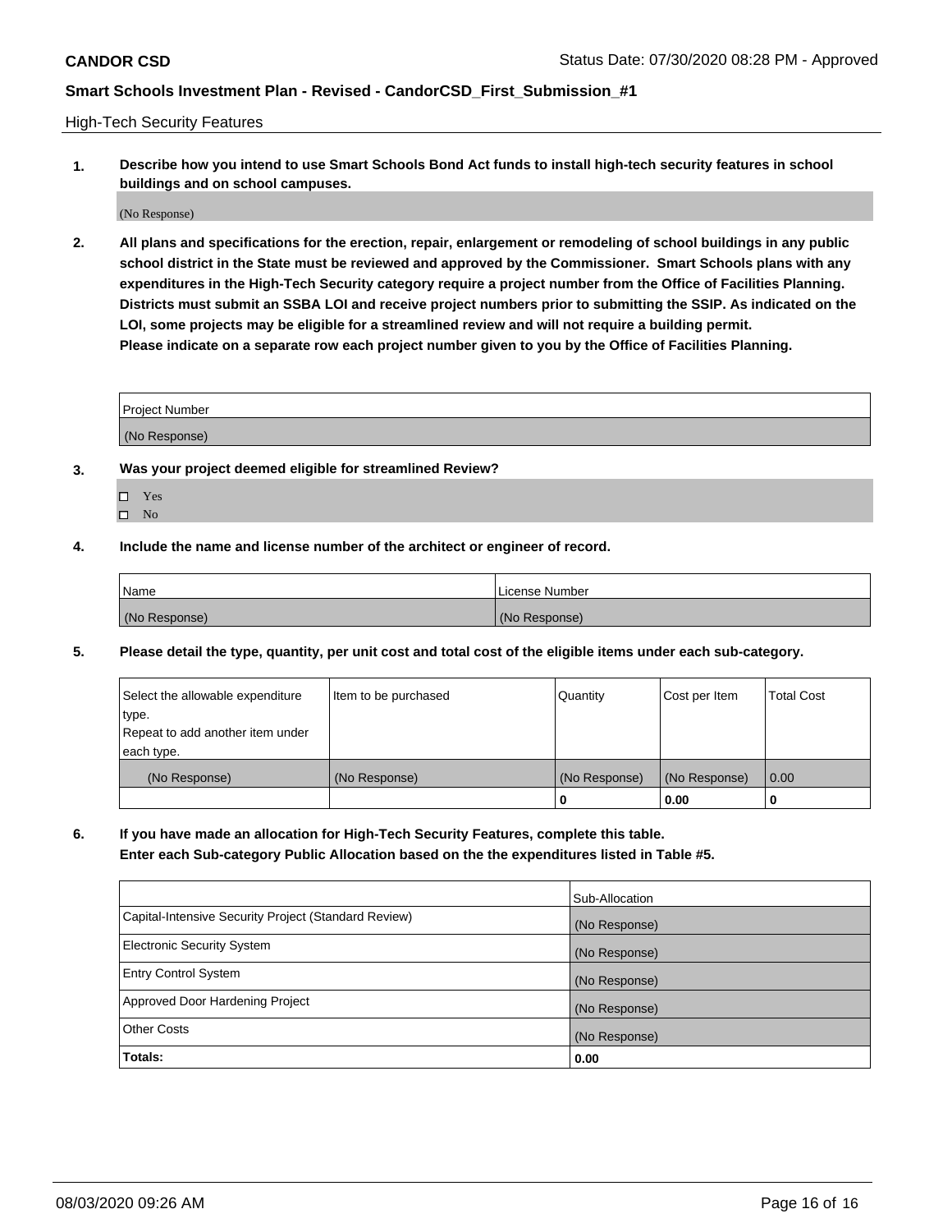High-Tech Security Features

**1. Describe how you intend to use Smart Schools Bond Act funds to install high-tech security features in school buildings and on school campuses.**

(No Response)

**2. All plans and specifications for the erection, repair, enlargement or remodeling of school buildings in any public school district in the State must be reviewed and approved by the Commissioner. Smart Schools plans with any expenditures in the High-Tech Security category require a project number from the Office of Facilities Planning. Districts must submit an SSBA LOI and receive project numbers prior to submitting the SSIP. As indicated on the LOI, some projects may be eligible for a streamlined review and will not require a building permit.**
**Please indicate on a separate row each project number given to you by the Office of Facilities Planning.**

| Project Number |
|---|
| (No Response) |

**3. Was your project deemed eligible for streamlined Review?**

- ☐ Yes
- ☐ No

**4. Include the name and license number of the architect or engineer of record.**

| Name | License Number |
|---|---|
| (No Response) | (No Response) |

**5. Please detail the type, quantity, per unit cost and total cost of the eligible items under each sub-category.**

| Select the allowable expenditure type. Repeat to add another item under each type. | Item to be purchased | Quantity | Cost per Item | Total Cost |
|---|---|---|---|---|
| (No Response) | (No Response) | (No Response) | (No Response) | 0.00 |
| | | 0 | 0.00 | 0 |

**6. If you have made an allocation for High-Tech Security Features, complete this table.**
**Enter each Sub-category Public Allocation based on the the expenditures listed in Table #5.**

| | Sub-Allocation |
|---|---|
| Capital-Intensive Security Project (Standard Review) | (No Response) |
| Electronic Security System | (No Response) |
| Entry Control System | (No Response) |
| Approved Door Hardening Project | (No Response) |
| Other Costs | (No Response) |
| **Totals:** | **0.00** |